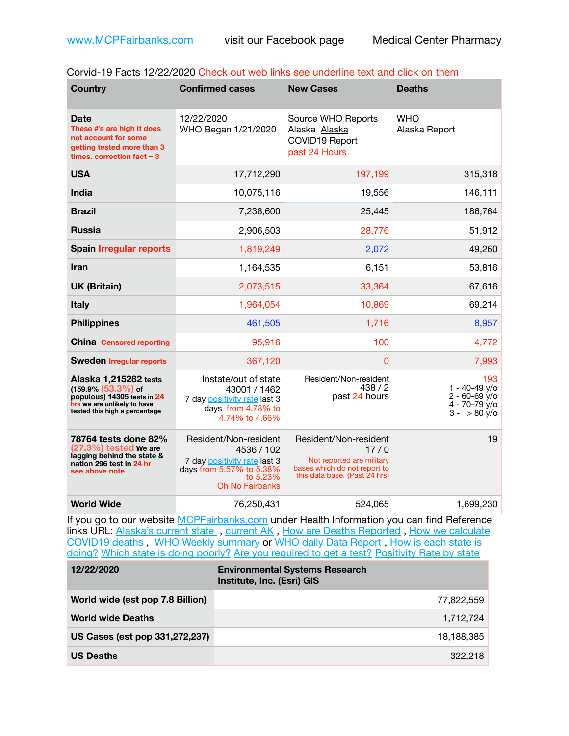www.MCPFairbanks.com visit our Facebook page Medical Center Pharmacy

Corvid-19 Facts 12/22/2020 Check out web links see underline text and click on them

| Country | Confirmed cases | New Cases | Deaths |
|---|---|---|---|
| **Date** These #'s are high It does not account for some getting tested more than 3 times. correction fact = 3 | 12/22/2020 WHO Began 1/21/2020 | Source WHO Reports Alaska Alaska COVID19 Report past 24 Hours | WHO Alaska Report |
| **USA** | 17,712,290 | 197,199 | 315,318 |
| **India** | 10,075,116 | 19,556 | 146,111 |
| **Brazil** | 7,238,600 | 25,445 | 186,764 |
| **Russia** | 2,906,503 | 28,776 | 51,912 |
| **Spain** Irregular reports | 1,819,249 | 2,072 | 49,260 |
| **Iran** | 1,164,535 | 6,151 | 53,816 |
| **UK (Britain)** | 2,073,515 | 33,364 | 67,616 |
| **Italy** | 1,964,054 | 10,869 | 69,214 |
| **Philippines** | 461,505 | 1,716 | 8,957 |
| **China** Censored reporting | 95,916 | 100 | 4,772 |
| **Sweden** Irregular reports | 367,120 | 0 | 7,993 |
| **Alaska 1,215282** tests (159.9% (53.3%) of populous) 14305 tests in 24 hrs we are unlikely to have tested this high a percentage | Instate/out of state 43001 / 1462 7 day positivity rate last 3 days from 4.78% to 4.74% to 4.66% | Resident/Non-resident 438 / 2 past 24 hours | 193 1 - 40-49 y/o 2 - 60-69 y/o 4 - 70-79 y/o 3 - > 80 y/o |
| **78764 tests done 82%** (27.3%) tested We are lagging behind the state & nation 296 test in 24 hr see above note | Resident/Non-resident 4536 / 102 7 day positivity rate last 3 days from 5.57% to 5.38% to 5.23% Oh No Fairbanks | Resident/Non-resident 17 / 0 Not reported are military bases which do not report to this data base. {Past 24 hrs) | 19 |
| **World Wide** | 76,250,431 | 524,065 | 1,699,230 |

If you go to our website MCPFairbanks.com under Health Information you can find Reference links URL: Alaska's current state , current AK , How are Deaths Reported , How we calculate COVID19 deaths , WHO Weekly summary or WHO daily Data Report , How is each state is doing? Which state is doing poorly? Are you required to get a test? Positivity Rate by state

| 12/22/2020 | Environmental Systems Research Institute, Inc. (Esri) GIS |
|---|---|
| **World wide (est pop 7.8 Billion)** | 77,822,559 |
| **World wide Deaths** | 1,712,724 |
| **US Cases (est pop 331,272,237)** | 18,188,385 |
| **US Deaths** | 322,218 |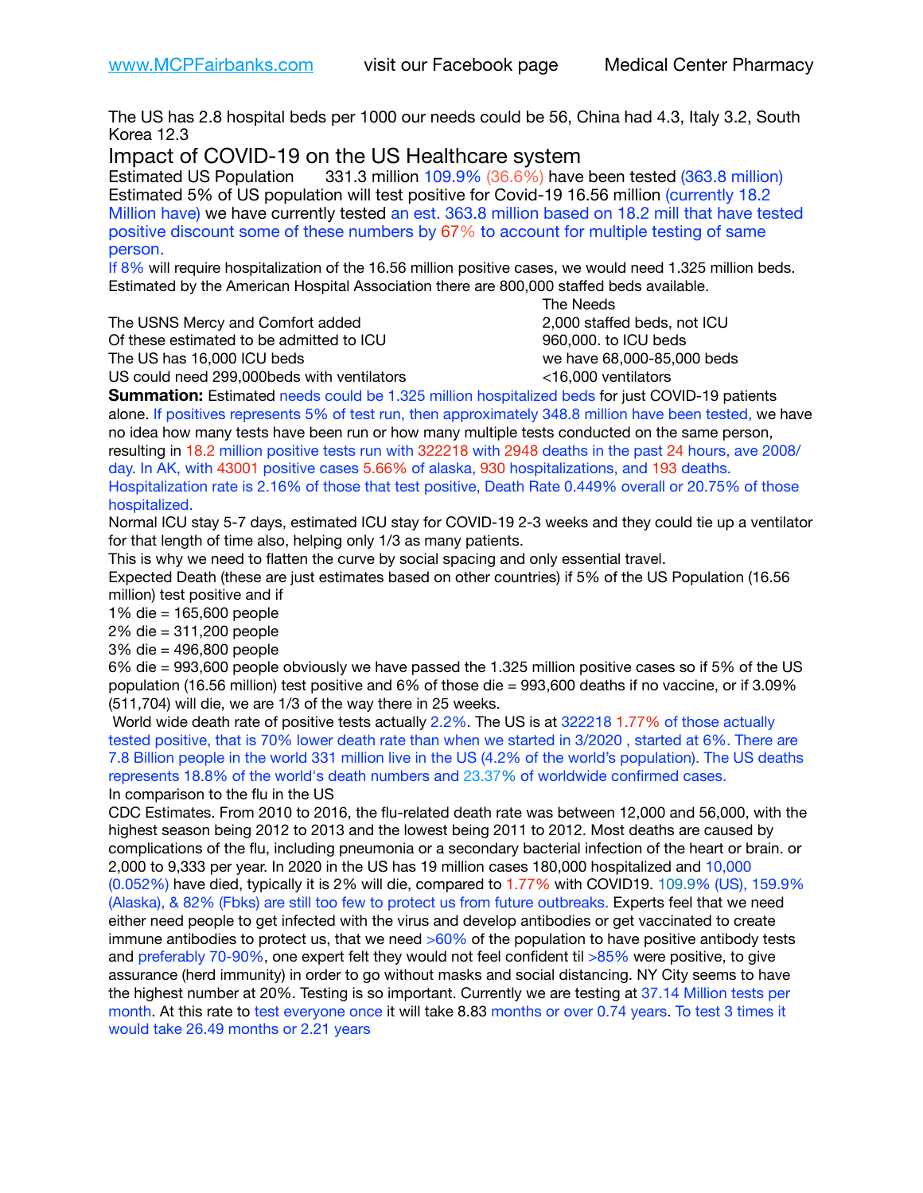www.MCPFairbanks.com visit our Facebook page Medical Center Pharmacy

The US has 2.8 hospital beds per 1000 our needs could be 56, China had 4.3, Italy 3.2, South Korea 12.3

## Impact of COVID-19 on the US Healthcare system

Estimated US Population 331.3 million 109.9% (36.6%) have been tested (363.8 million)
Estimated 5% of US population will test positive for Covid-19 16.56 million (currently 18.2 Million have) we have currently tested an est. 363.8 million based on 18.2 mill that have tested positive discount some of these numbers by 67% to account for multiple testing of same person.
If 8% will require hospitalization of the 16.56 million positive cases, we would need 1.325 million beds.
Estimated by the American Hospital Association there are 800,000 staffed beds available.

| | The Needs |
|---|---|
| The USNS Mercy and Comfort added | 2,000 staffed beds, not ICU |
| Of these estimated to be admitted to ICU | 960,000. to ICU beds |
| The US has 16,000 ICU beds | we have 68,000-85,000 beds |
| US could need 299,000beds with ventilators | <16,000 ventilators |

**Summation:** Estimated needs could be 1.325 million hospitalized beds for just COVID-19 patients alone. If positives represents 5% of test run, then approximately 348.8 million have been tested, we have no idea how many tests have been run or how many multiple tests conducted on the same person, resulting in 18.2 million positive tests run with 322218 with 2948 deaths in the past 24 hours, ave 2008/ day. In AK, with 43001 positive cases 5.66% of alaska, 930 hospitalizations, and 193 deaths. Hospitalization rate is 2.16% of those that test positive, Death Rate 0.449% overall or 20.75% of those hospitalized.
Normal ICU stay 5-7 days, estimated ICU stay for COVID-19 2-3 weeks and they could tie up a ventilator for that length of time also, helping only 1/3 as many patients.
This is why we need to flatten the curve by social spacing and only essential travel.
Expected Death (these are just estimates based on other countries) if 5% of the US Population (16.56 million) test positive and if
1% die = 165,600 people
2% die = 311,200 people
3% die = 496,800 people
6% die = 993,600 people obviously we have passed the 1.325 million positive cases so if 5% of the US population (16.56 million) test positive and 6% of those die = 993,600 deaths if no vaccine, or if 3.09% (511,704) will die, we are 1/3 of the way there in 25 weeks.
World wide death rate of positive tests actually 2.2%. The US is at 322218 1.77% of those actually tested positive, that is 70% lower death rate than when we started in 3/2020 , started at 6%. There are 7.8 Billion people in the world 331 million live in the US (4.2% of the world's population). The US deaths represents 18.8% of the world's death numbers and 23.37% of worldwide confirmed cases.
In comparison to the flu in the US
CDC Estimates. From 2010 to 2016, the flu-related death rate was between 12,000 and 56,000, with the highest season being 2012 to 2013 and the lowest being 2011 to 2012. Most deaths are caused by complications of the flu, including pneumonia or a secondary bacterial infection of the heart or brain. or 2,000 to 9,333 per year. In 2020 in the US has 19 million cases 180,000 hospitalized and 10,000 (0.052%) have died, typically it is 2% will die, compared to 1.77% with COVID19. 109.9% (US), 159.9% (Alaska), & 82% (Fbks) are still too few to protect us from future outbreaks. Experts feel that we need either need people to get infected with the virus and develop antibodies or get vaccinated to create immune antibodies to protect us, that we need >60% of the population to have positive antibody tests and preferably 70-90%, one expert felt they would not feel confident til >85% were positive, to give assurance (herd immunity) in order to go without masks and social distancing. NY City seems to have the highest number at 20%. Testing is so important. Currently we are testing at 37.14 Million tests per month. At this rate to test everyone once it will take 8.83 months or over 0.74 years. To test 3 times it would take 26.49 months or 2.21 years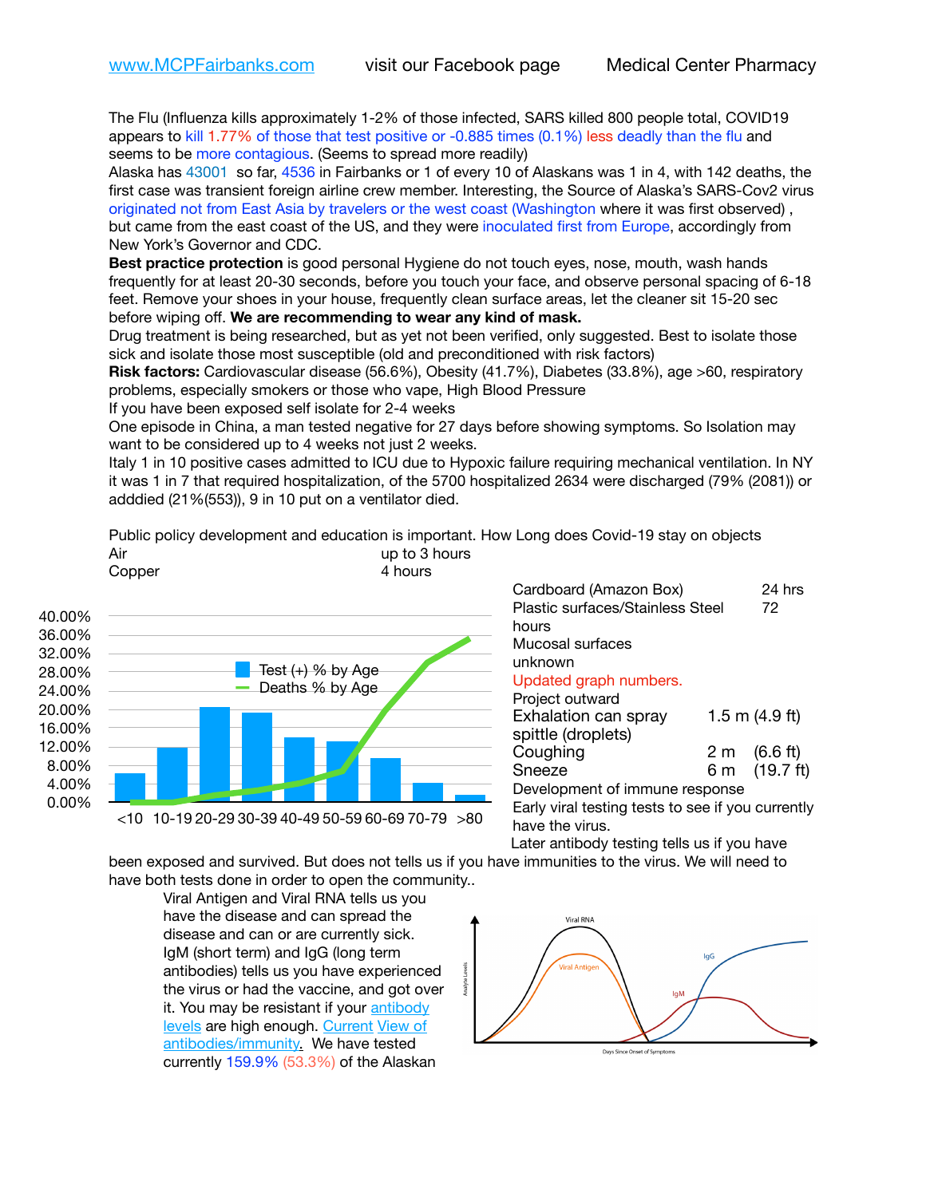www.MCPFairbanks.com visit our Facebook page Medical Center Pharmacy

The Flu (Influenza kills approximately 1-2% of those infected, SARS killed 800 people total, COVID19 appears to kill 1.77% of those that test positive or -0.885 times (0.1%) less deadly than the flu and seems to be more contagious. (Seems to spread more readily)

Alaska has 43001 so far, 4536 in Fairbanks or 1 of every 10 of Alaskans was 1 in 4, with 142 deaths, the first case was transient foreign airline crew member. Interesting, the Source of Alaska's SARS-Cov2 virus originated not from East Asia by travelers or the west coast (Washington where it was first observed) , but came from the east coast of the US, and they were inoculated first from Europe, accordingly from New York's Governor and CDC.

**Best practice protection** is good personal Hygiene do not touch eyes, nose, mouth, wash hands frequently for at least 20-30 seconds, before you touch your face, and observe personal spacing of 6-18 feet. Remove your shoes in your house, frequently clean surface areas, let the cleaner sit 15-20 sec before wiping off. **We are recommending to wear any kind of mask.**

Drug treatment is being researched, but as yet not been verified, only suggested. Best to isolate those sick and isolate those most susceptible (old and preconditioned with risk factors)

**Risk factors:** Cardiovascular disease (56.6%), Obesity (41.7%), Diabetes (33.8%), age >60, respiratory problems, especially smokers or those who vape, High Blood Pressure

If you have been exposed self isolate for 2-4 weeks

One episode in China, a man tested negative for 27 days before showing symptoms. So Isolation may want to be considered up to 4 weeks not just 2 weeks.

Italy 1 in 10 positive cases admitted to ICU due to Hypoxic failure requiring mechanical ventilation. In NY it was 1 in 7 that required hospitalization, of the 5700 hospitalized 2634 were discharged (79% (2081)) or adddied (21%(553)), 9 in 10 put on a ventilator died.

Public policy development and education is important. How Long does Covid-19 stay on objects

| Object | Duration |
|---|---|
| Air | up to 3 hours |
| Copper | 4 hours |
| Cardboard (Amazon Box) | 24 hrs |
| Plastic surfaces/Stainless Steel | 72 hours |
| Mucosal surfaces | unknown |

Updated graph numbers.

Project outward

| Action | Distance |
|---|---|
| Exhalation can spray spittle (droplets) | 1.5 m (4.9 ft) |
| Coughing | 2 m (6.6 ft) |
| Sneeze | 6 m (19.7 ft) |

Development of immune response

Early viral testing tests to see if you currently have the virus.

Later antibody testing tells us if you have been exposed and survived. But does not tells us if you have immunities to the virus. We will need to have both tests done in order to open the community..

Viral Antigen and Viral RNA tells us you have the disease and can spread the disease and can or are currently sick. IgM (short term) and IgG (long term antibodies) tells us you have experienced the virus or had the vaccine, and got over it. You may be resistant if your antibody levels are high enough. Current View of antibodies/immunity. We have tested currently 159.9% (53.3%) of the Alaskan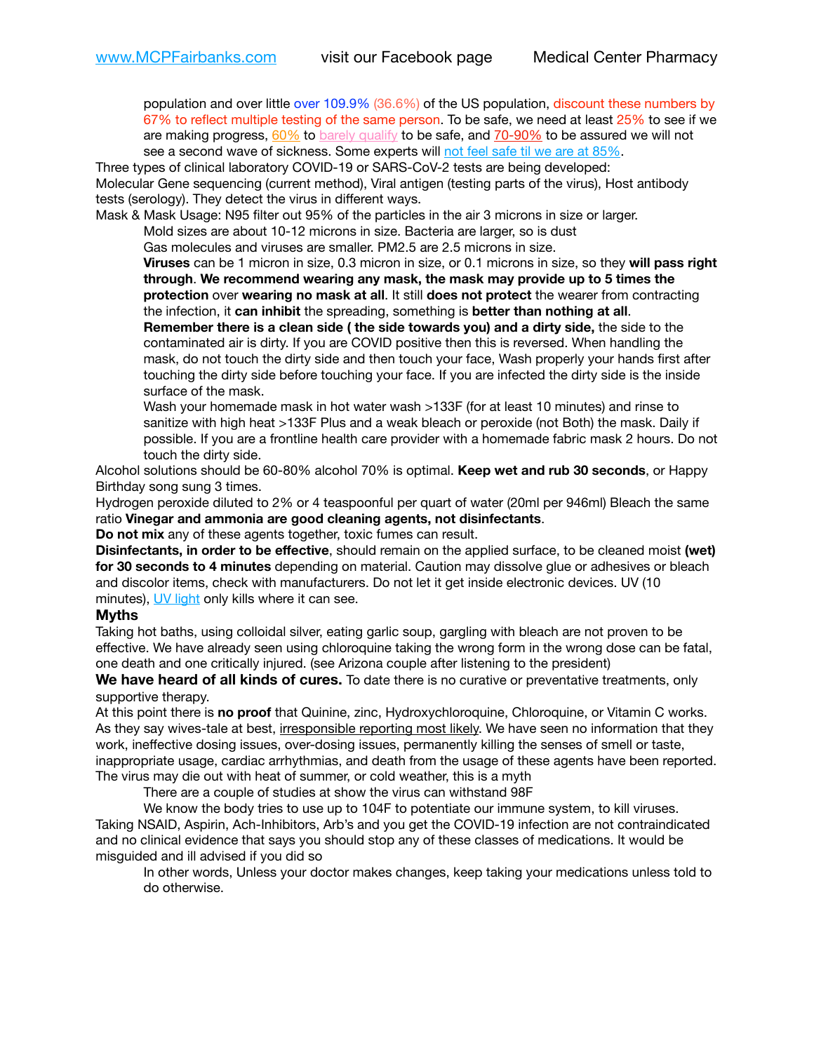population and over little over 109.9% (36.6%) of the US population, discount these numbers by 67% to reflect multiple testing of the same person. To be safe, we need at least 25% to see if we are making progress, 60% to barely qualify to be safe, and 70-90% to be assured we will not see a second wave of sickness. Some experts will not feel safe til we are at 85%.

Three types of clinical laboratory COVID-19 or SARS-CoV-2 tests are being developed:
Molecular Gene sequencing (current method), Viral antigen (testing parts of the virus), Host antibody tests (serology). They detect the virus in different ways.

Mask & Mask Usage: N95 filter out 95% of the particles in the air 3 microns in size or larger.

Mold sizes are about 10-12 microns in size. Bacteria are larger, so is dust

Gas molecules and viruses are smaller. PM2.5 are 2.5 microns in size.

**Viruses** can be 1 micron in size, 0.3 micron in size, or 0.1 microns in size, so they **will pass right through**. **We recommend wearing any mask, the mask may provide up to 5 times the protection** over **wearing no mask at all**. It still **does not protect** the wearer from contracting the infection, it **can inhibit** the spreading, something is **better than nothing at all**.

**Remember there is a clean side ( the side towards you) and a dirty side,** the side to the contaminated air is dirty. If you are COVID positive then this is reversed. When handling the mask, do not touch the dirty side and then touch your face, Wash properly your hands first after touching the dirty side before touching your face. If you are infected the dirty side is the inside surface of the mask.

Wash your homemade mask in hot water wash >133F (for at least 10 minutes) and rinse to sanitize with high heat >133F Plus and a weak bleach or peroxide (not Both) the mask. Daily if possible. If you are a frontline health care provider with a homemade fabric mask 2 hours. Do not touch the dirty side.

Alcohol solutions should be 60-80% alcohol 70% is optimal. **Keep wet and rub 30 seconds**, or Happy Birthday song sung 3 times.

Hydrogen peroxide diluted to 2% or 4 teaspoonful per quart of water (20ml per 946ml) Bleach the same ratio **Vinegar and ammonia are good cleaning agents, not disinfectants**.

**Do not mix** any of these agents together, toxic fumes can result.

**Disinfectants, in order to be effective**, should remain on the applied surface, to be cleaned moist **(wet) for 30 seconds to 4 minutes** depending on material. Caution may dissolve glue or adhesives or bleach and discolor items, check with manufacturers. Do not let it get inside electronic devices. UV (10 minutes), UV light only kills where it can see.

### Myths

Taking hot baths, using colloidal silver, eating garlic soup, gargling with bleach are not proven to be effective. We have already seen using chloroquine taking the wrong form in the wrong dose can be fatal, one death and one critically injured. (see Arizona couple after listening to the president)

**We have heard of all kinds of cures.** To date there is no curative or preventative treatments, only supportive therapy.

At this point there is **no proof** that Quinine, zinc, Hydroxychloroquine, Chloroquine, or Vitamin C works. As they say wives-tale at best, irresponsible reporting most likely. We have seen no information that they work, ineffective dosing issues, over-dosing issues, permanently killing the senses of smell or taste, inappropriate usage, cardiac arrhythmias, and death from the usage of these agents have been reported.

The virus may die out with heat of summer, or cold weather, this is a myth

There are a couple of studies at show the virus can withstand 98F

We know the body tries to use up to 104F to potentiate our immune system, to kill viruses.

Taking NSAID, Aspirin, Ach-Inhibitors, Arb's and you get the COVID-19 infection are not contraindicated and no clinical evidence that says you should stop any of these classes of medications. It would be misguided and ill advised if you did so

In other words, Unless your doctor makes changes, keep taking your medications unless told to do otherwise.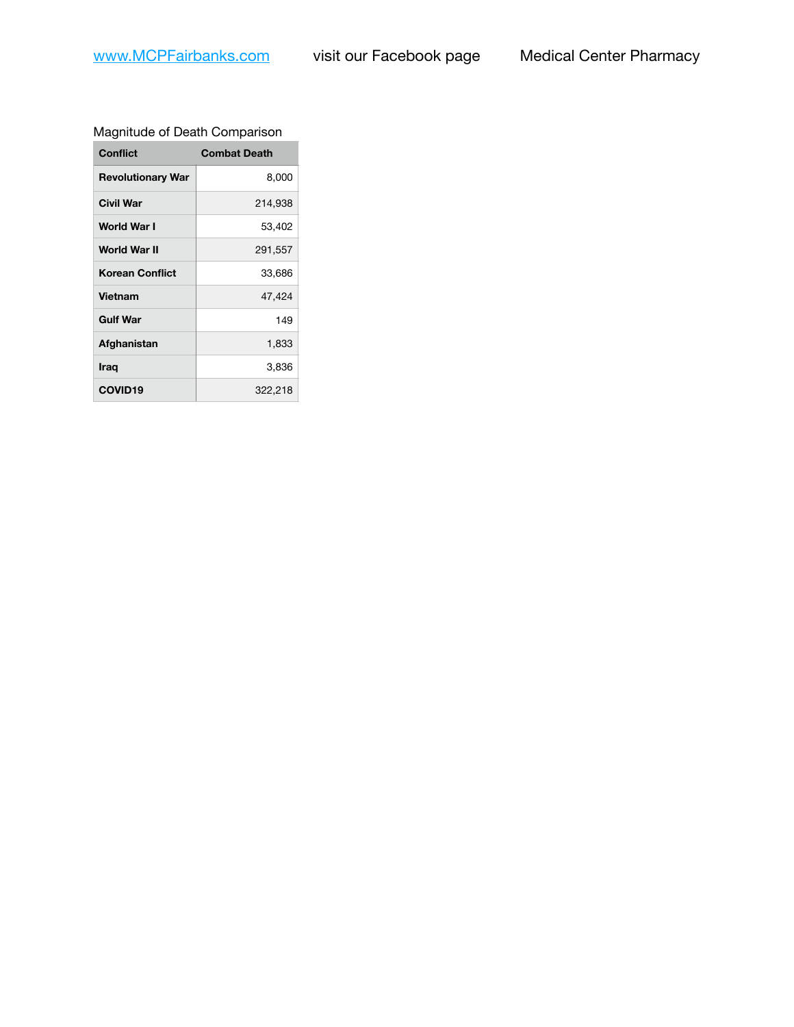Magnitude of Death Comparison

| Conflict | Combat Death |
|---|---|
| **Revolutionary War** | 8,000 |
| **Civil War** | 214,938 |
| **World War I** | 53,402 |
| **World War II** | 291,557 |
| **Korean Conflict** | 33,686 |
| **Vietnam** | 47,424 |
| **Gulf War** | 149 |
| **Afghanistan** | 1,833 |
| **Iraq** | 3,836 |
| **COVID19** | 322,218 |